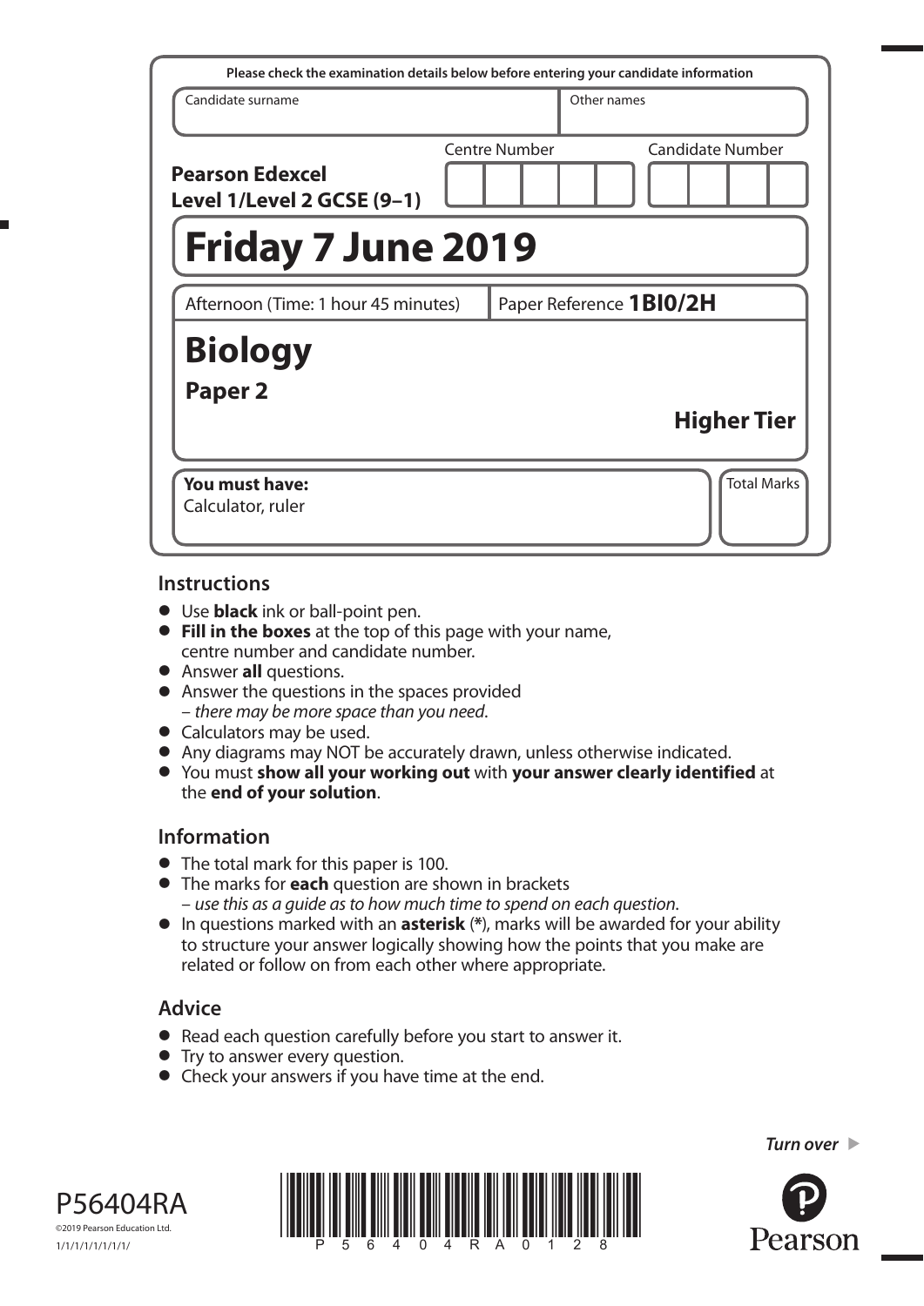Please check the examination details below before entering your candidate information

| Candidate surname | Other names |
|---|---|
| | |

**Pearson Edexcel Level 1/Level 2 GCSE (9–1)**

| Centre Number | Candidate Number |
|---|---|
| | |

# Friday 7 June 2019

Afternoon (Time: 1 hour 45 minutes) | Paper Reference **1BI0/2H**

# Biology

## Paper 2

**Higher Tier**

**You must have:**
Calculator, ruler

Total Marks

## Instructions

- Use **black** ink or ball-point pen.
- **Fill in the boxes** at the top of this page with your name, centre number and candidate number.
- Answer **all** questions.
- Answer the questions in the spaces provided – *there may be more space than you need*.
- Calculators may be used.
- Any diagrams may NOT be accurately drawn, unless otherwise indicated.
- You must **show all your working out** with **your answer clearly identified** at the **end of your solution**.

## Information

- The total mark for this paper is 100.
- The marks for **each** question are shown in brackets – *use this as a guide as to how much time to spend on each question*.
- In questions marked with an **asterisk** (*), marks will be awarded for your ability to structure your answer logically showing how the points that you make are related or follow on from each other where appropriate.

## Advice

- Read each question carefully before you start to answer it.
- Try to answer every question.
- Check your answers if you have time at the end.

*Turn over*

P56404RA

©2019 Pearson Education Ltd.

1/1/1/1/1/1/1/1/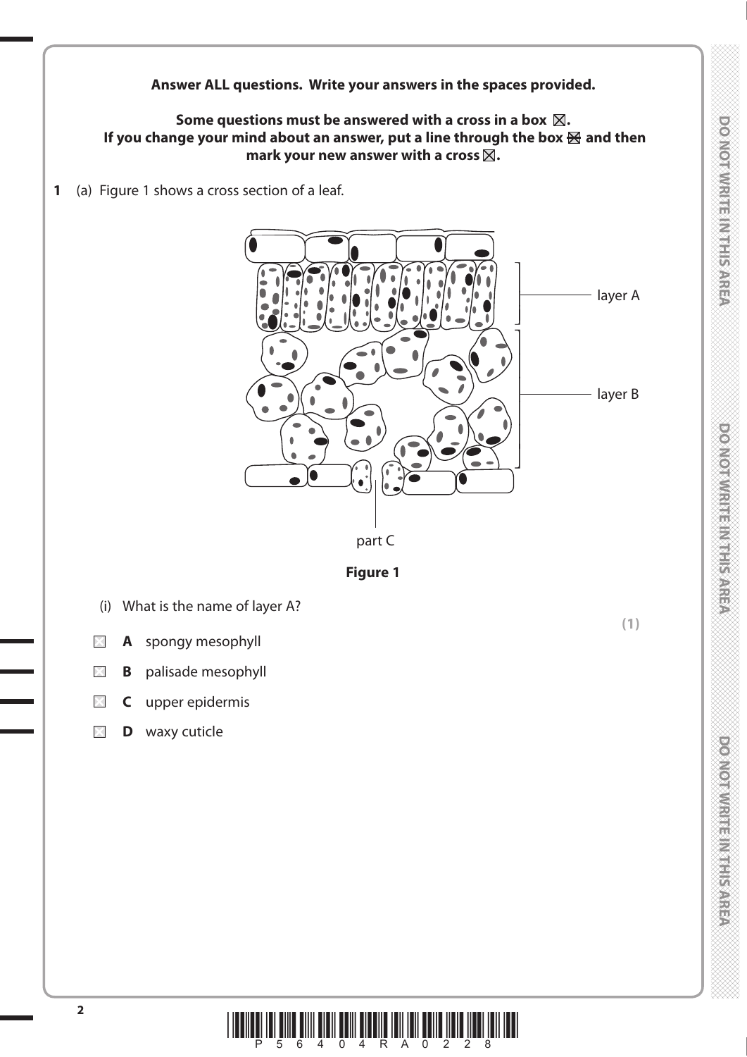**Answer ALL questions. Write your answers in the spaces provided.**

**Some questions must be answered with a cross in a box ☒.**
**If you change your mind about an answer, put a line through the box ☒ and then mark your new answer with a cross ☒.**

**1** (a) Figure 1 shows a cross section of a leaf.

layer A

layer B

part C

**Figure 1**

(i) What is the name of layer A?

**(1)**

☐ **A** spongy mesophyll

☐ **B** palisade mesophyll

☐ **C** upper epidermis

☐ **D** waxy cuticle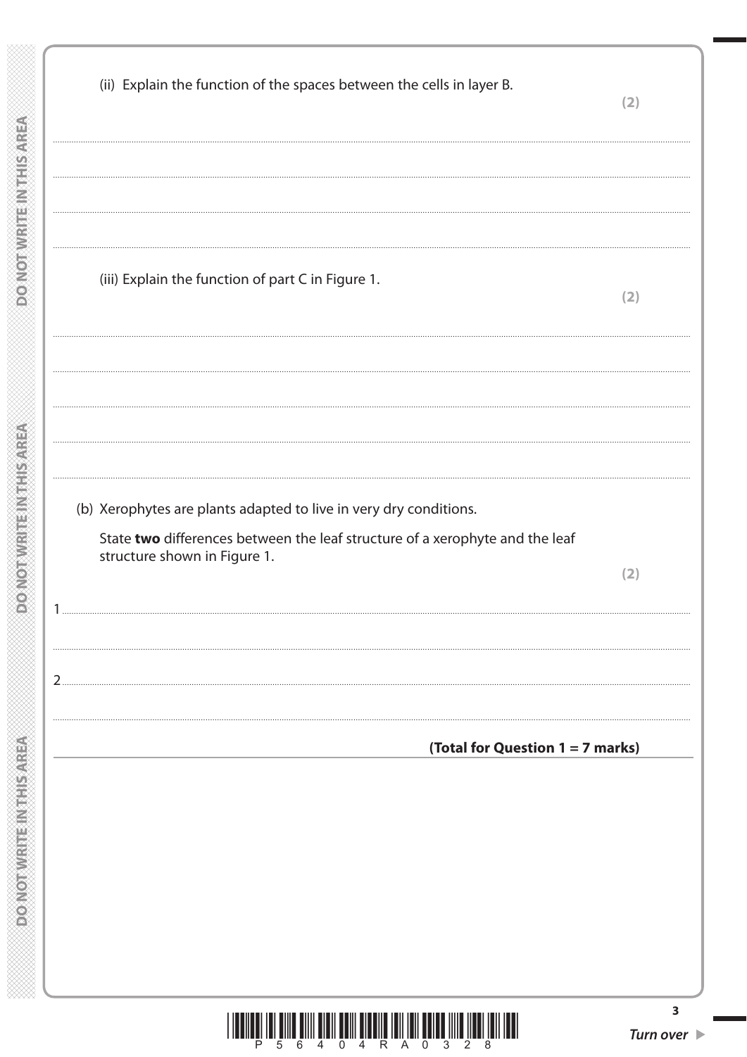(ii) Explain the function of the spaces between the cells in layer B.

**(2)**

..............................................................................................................................................

..............................................................................................................................................

..............................................................................................................................................

..............................................................................................................................................

(iii) Explain the function of part C in Figure 1.

**(2)**

..............................................................................................................................................

..............................................................................................................................................

..............................................................................................................................................

..............................................................................................................................................

..............................................................................................................................................

(b) Xerophytes are plants adapted to live in very dry conditions.

State **two** differences between the leaf structure of a xerophyte and the leaf structure shown in Figure 1.

**(2)**

1 ............................................................................................................................................

..............................................................................................................................................

2 ............................................................................................................................................

..............................................................................................................................................

**(Total for Question 1 = 7 marks)**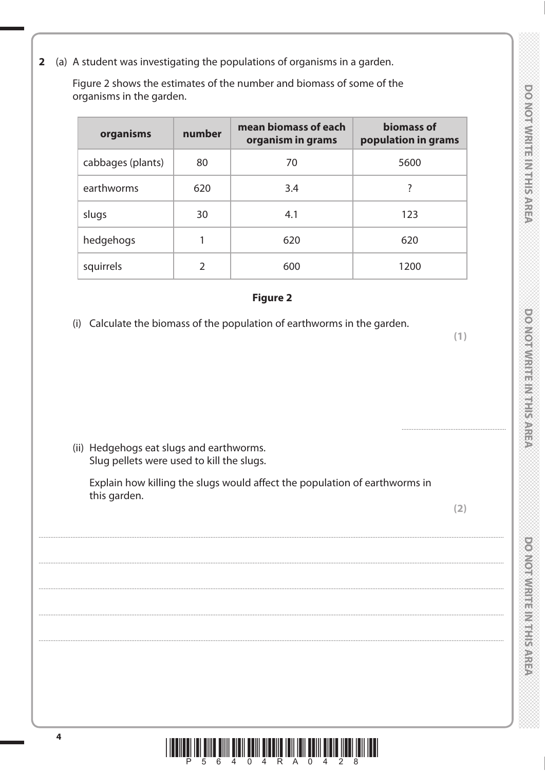**2** (a) A student was investigating the populations of organisms in a garden.

Figure 2 shows the estimates of the number and biomass of some of the organisms in the garden.

| organisms | number | mean biomass of each organism in grams | biomass of population in grams |
|---|---|---|---|
| cabbages (plants) | 80 | 70 | 5600 |
| earthworms | 620 | 3.4 | ? |
| slugs | 30 | 4.1 | 123 |
| hedgehogs | 1 | 620 | 620 |
| squirrels | 2 | 600 | 1200 |

**Figure 2**

(i) Calculate the biomass of the population of earthworms in the garden.

**(1)**

..............................................................

(ii) Hedgehogs eat slugs and earthworms.
Slug pellets were used to kill the slugs.

Explain how killing the slugs would affect the population of earthworms in this garden.

**(2)**

....................................................................................................................................................

....................................................................................................................................................

....................................................................................................................................................

....................................................................................................................................................

....................................................................................................................................................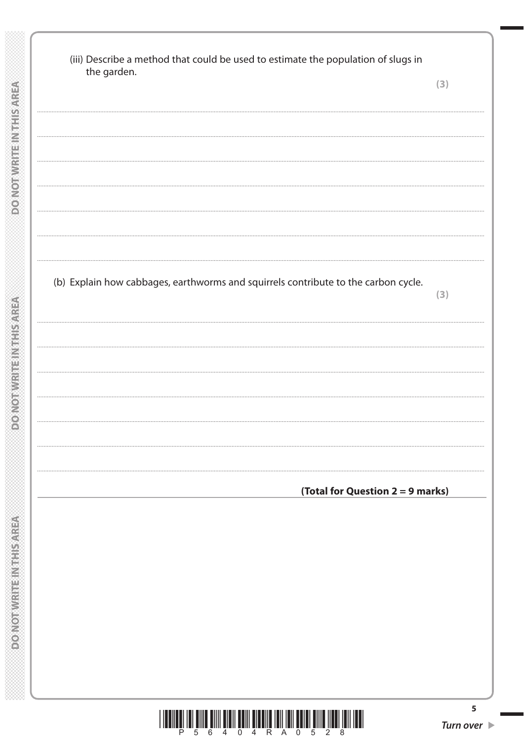(iii) Describe a method that could be used to estimate the population of slugs in the garden.

**(3)**

.......................................................................................................................................................................................

.......................................................................................................................................................................................

.......................................................................................................................................................................................

.......................................................................................................................................................................................

.......................................................................................................................................................................................

.......................................................................................................................................................................................

(b) Explain how cabbages, earthworms and squirrels contribute to the carbon cycle.

**(3)**

.......................................................................................................................................................................................

.......................................................................................................................................................................................

.......................................................................................................................................................................................

.......................................................................................................................................................................................

.......................................................................................................................................................................................

.......................................................................................................................................................................................

**(Total for Question 2 = 9 marks)**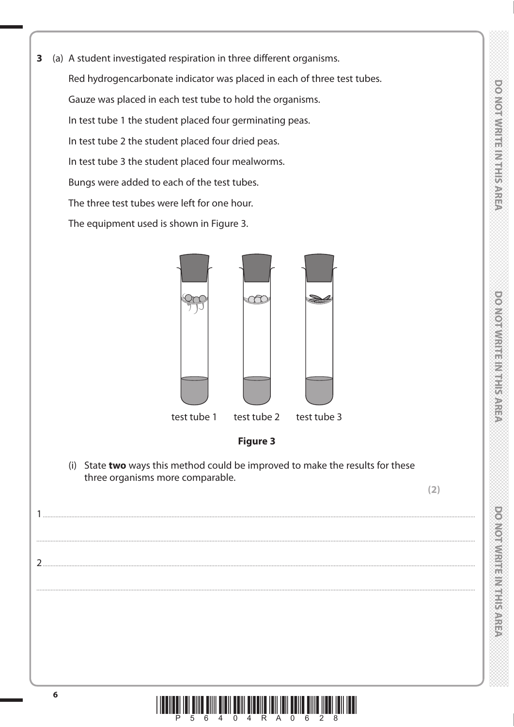**3** (a) A student investigated respiration in three different organisms.

Red hydrogencarbonate indicator was placed in each of three test tubes.

Gauze was placed in each test tube to hold the organisms.

In test tube 1 the student placed four germinating peas.

In test tube 2 the student placed four dried peas.

In test tube 3 the student placed four mealworms.

Bungs were added to each of the test tubes.

The three test tubes were left for one hour.

The equipment used is shown in Figure 3.

test tube 1 test tube 2 test tube 3

**Figure 3**

(i) State **two** ways this method could be improved to make the results for these three organisms more comparable.

**(2)**

1 ..............................................................................................................................................

..............................................................................................................................................

2 ..............................................................................................................................................

..............................................................................................................................................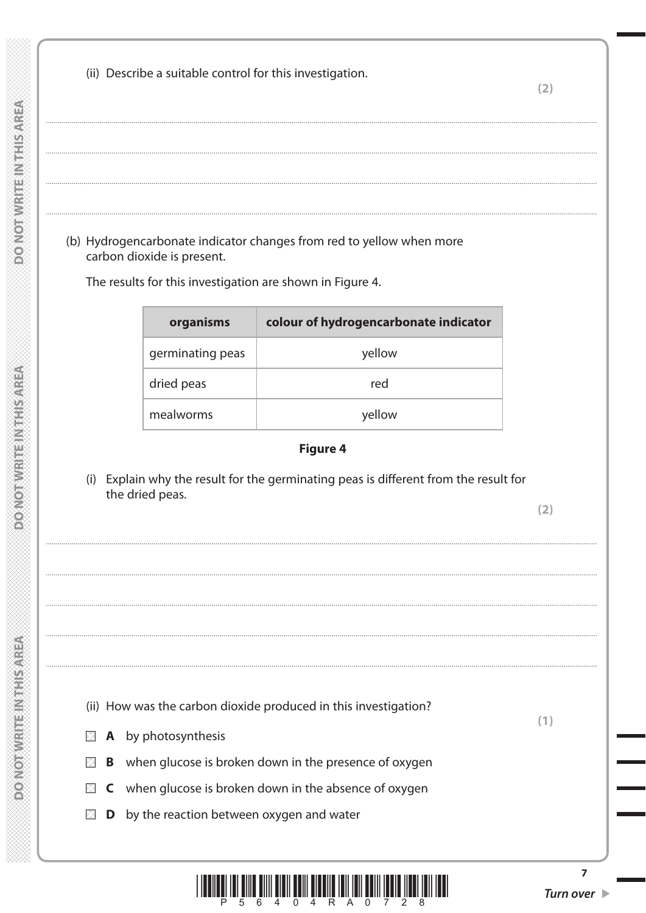(ii) Describe a suitable control for this investigation.

**(2)**

..............................................................................................................................................

..............................................................................................................................................

..............................................................................................................................................

(b) Hydrogencarbonate indicator changes from red to yellow when more carbon dioxide is present.

The results for this investigation are shown in Figure 4.

| organisms | colour of hydrogencarbonate indicator |
|---|---|
| germinating peas | yellow |
| dried peas | red |
| mealworms | yellow |

**Figure 4**

(i) Explain why the result for the germinating peas is different from the result for the dried peas.

**(2)**

..............................................................................................................................................

..............................................................................................................................................

..............................................................................................................................................

..............................................................................................................................................

(ii) How was the carbon dioxide produced in this investigation?

**(1)**

- ☒ **A** by photosynthesis
- ☒ **B** when glucose is broken down in the presence of oxygen
- ☒ **C** when glucose is broken down in the absence of oxygen
- ☒ **D** by the reaction between oxygen and water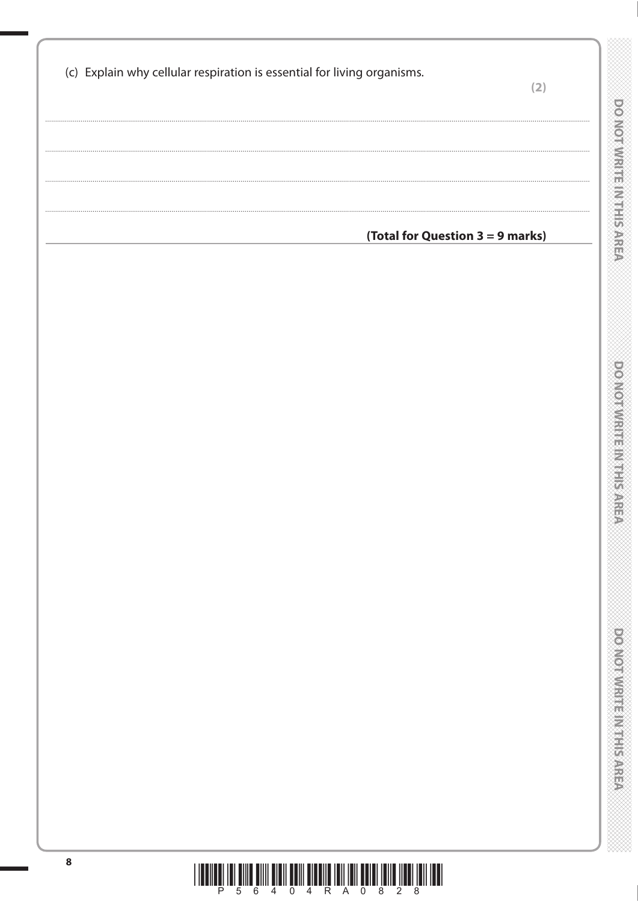(c) Explain why cellular respiration is essential for living organisms.

**(2)**

.......................................................................................................................................................................................................................

.......................................................................................................................................................................................................................

.......................................................................................................................................................................................................................

.......................................................................................................................................................................................................................

**(Total for Question 3 = 9 marks)**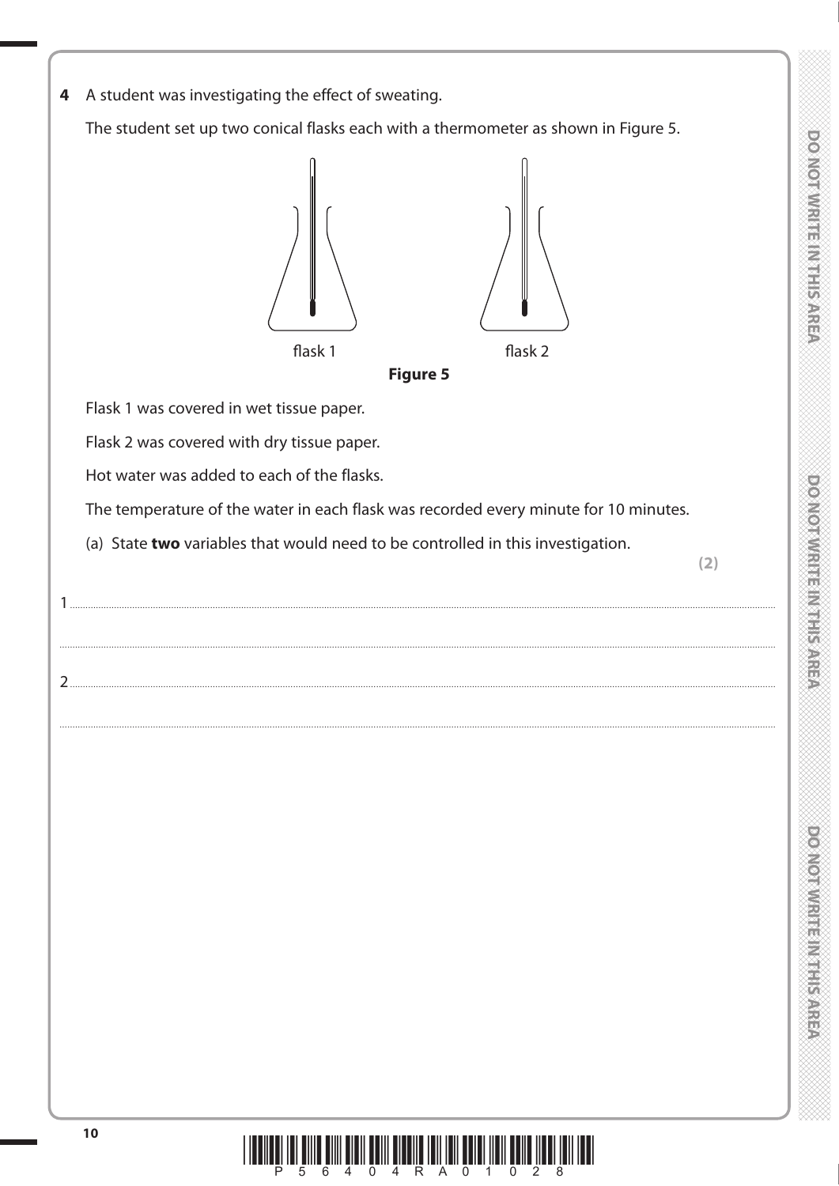**4** A student was investigating the effect of sweating.

The student set up two conical flasks each with a thermometer as shown in Figure 5.

flask 1 &nbsp;&nbsp;&nbsp;&nbsp;&nbsp;&nbsp;&nbsp;&nbsp;&nbsp;&nbsp; flask 2

**Figure 5**

Flask 1 was covered in wet tissue paper.

Flask 2 was covered with dry tissue paper.

Hot water was added to each of the flasks.

The temperature of the water in each flask was recorded every minute for 10 minutes.

(a) State **two** variables that would need to be controlled in this investigation.

**(2)**

1 ........................................................................................................................................

........................................................................................................................................

2 ........................................................................................................................................

........................................................................................................................................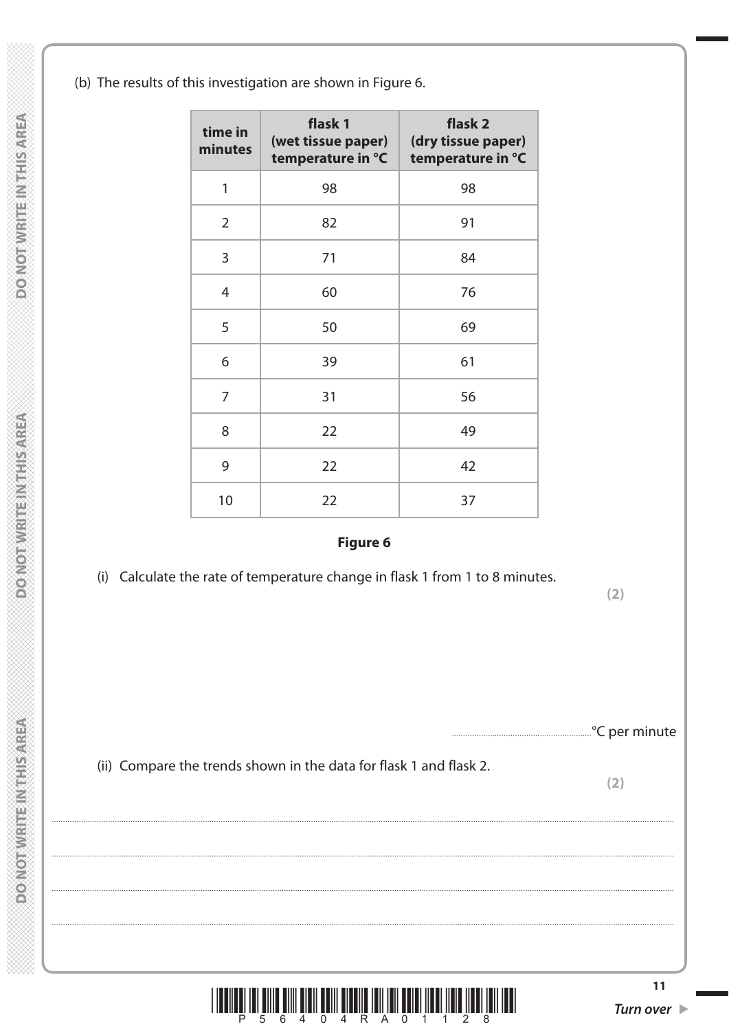(b) The results of this investigation are shown in Figure 6.

| time in minutes | flask 1 (wet tissue paper) temperature in °C | flask 2 (dry tissue paper) temperature in °C |
|---|---|---|
| 1 | 98 | 98 |
| 2 | 82 | 91 |
| 3 | 71 | 84 |
| 4 | 60 | 76 |
| 5 | 50 | 69 |
| 6 | 39 | 61 |
| 7 | 31 | 56 |
| 8 | 22 | 49 |
| 9 | 22 | 42 |
| 10 | 22 | 37 |

**Figure 6**

(i) Calculate the rate of temperature change in flask 1 from 1 to 8 minutes.

**(2)**

.............................................°C per minute

(ii) Compare the trends shown in the data for flask 1 and flask 2.

**(2)**

....................................................................................................................................................

....................................................................................................................................................

....................................................................................................................................................

....................................................................................................................................................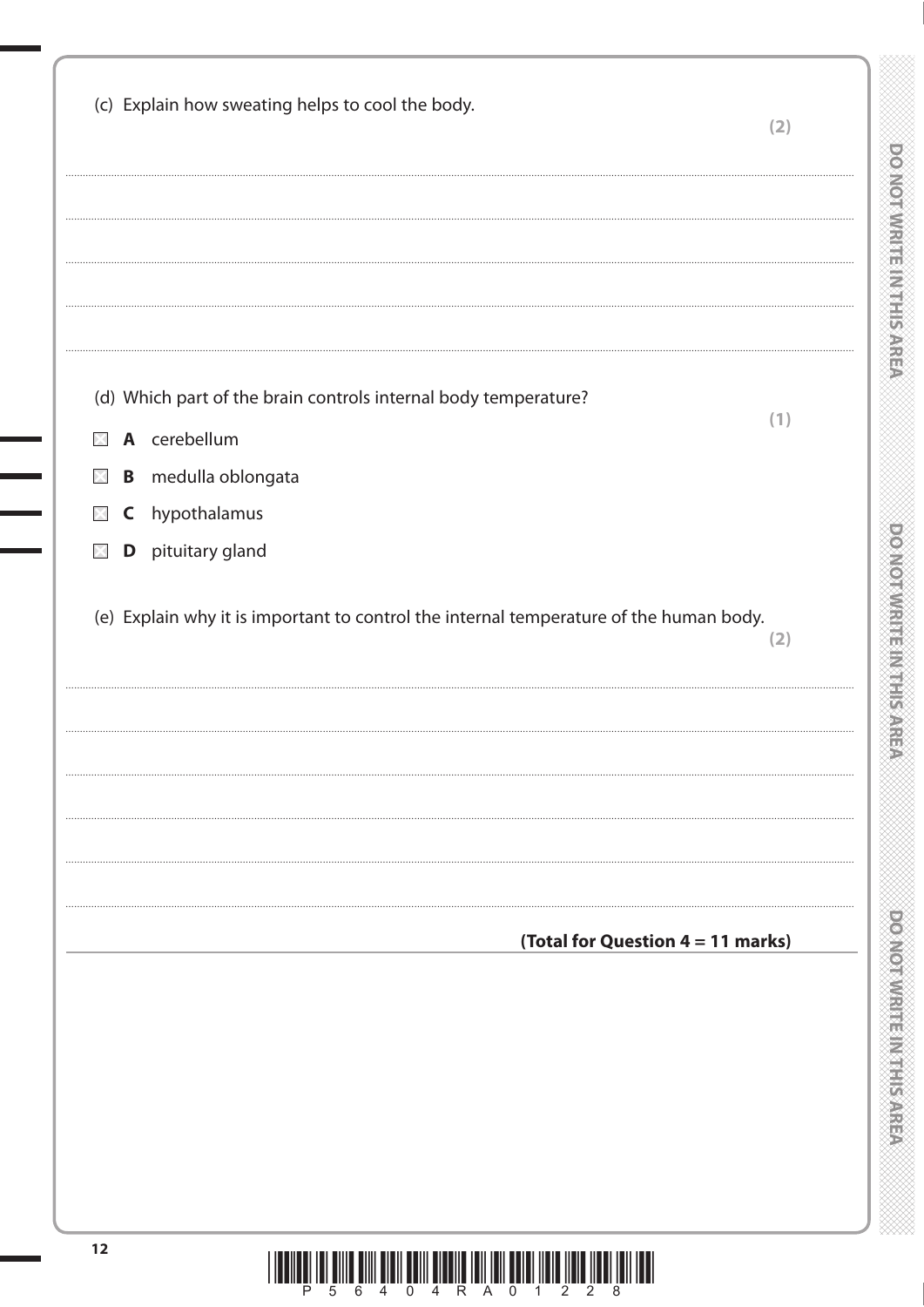(c) Explain how sweating helps to cool the body.

**(2)**

..............................................................................................................................................

..............................................................................................................................................

..............................................................................................................................................

..............................................................................................................................................

(d) Which part of the brain controls internal body temperature?

**(1)**

- **A** cerebellum
- **B** medulla oblongata
- **C** hypothalamus
- **D** pituitary gland

(e) Explain why it is important to control the internal temperature of the human body.

**(2)**

..............................................................................................................................................

..............................................................................................................................................

..............................................................................................................................................

..............................................................................................................................................

..............................................................................................................................................

**(Total for Question 4 = 11 marks)**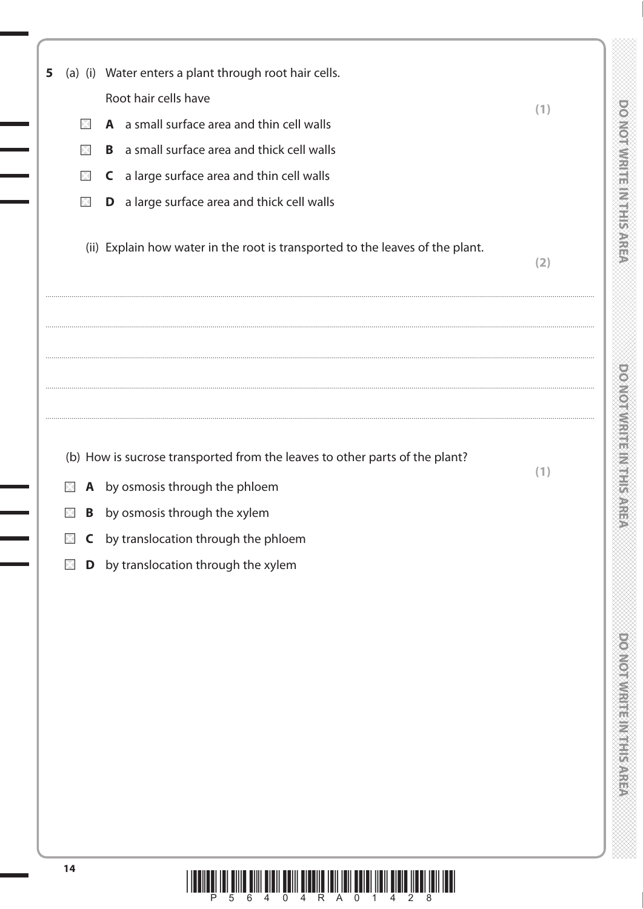**5** (a) (i) Water enters a plant through root hair cells.

Root hair cells have **(1)**

- ☒ **A** a small surface area and thin cell walls
- ☒ **B** a small surface area and thick cell walls
- ☒ **C** a large surface area and thin cell walls
- ☒ **D** a large surface area and thick cell walls

(ii) Explain how water in the root is transported to the leaves of the plant. **(2)**

.......................................................................................................................................................................................................................

.......................................................................................................................................................................................................................

.......................................................................................................................................................................................................................

.......................................................................................................................................................................................................................

(b) How is sucrose transported from the leaves to other parts of the plant? **(1)**

- ☒ **A** by osmosis through the phloem
- ☒ **B** by osmosis through the xylem
- ☒ **C** by translocation through the phloem
- ☒ **D** by translocation through the xylem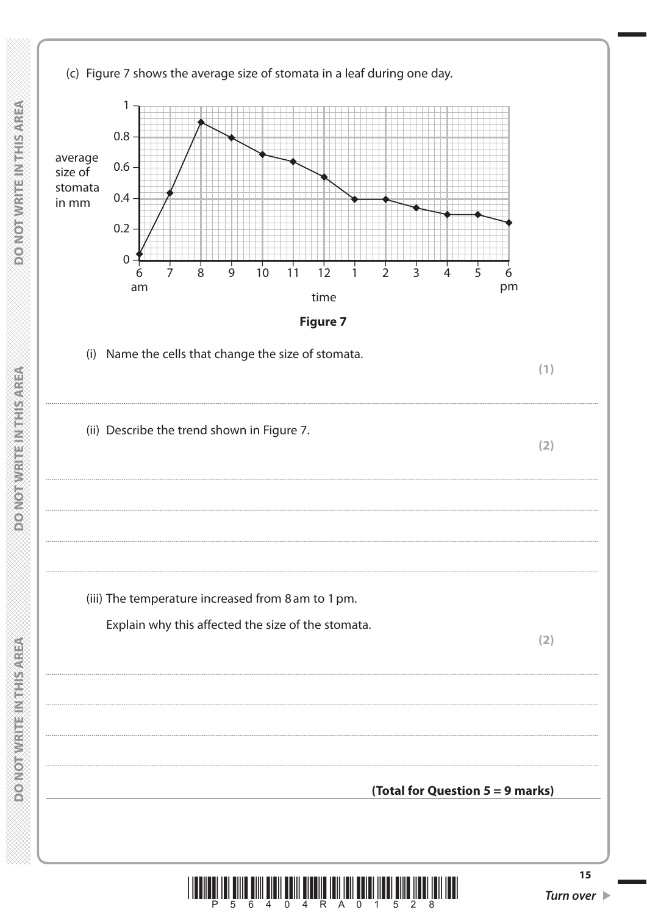(c) Figure 7 shows the average size of stomata in a leaf during one day.

**Figure 7**

(i) Name the cells that change the size of stomata.

**(1)**

..........................................................................................................................................

(ii) Describe the trend shown in Figure 7.

**(2)**

..........................................................................................................................................

..........................................................................................................................................

..........................................................................................................................................

(iii) The temperature increased from 8 am to 1 pm.

Explain why this affected the size of the stomata.

**(2)**

..........................................................................................................................................

..........................................................................................................................................

..........................................................................................................................................

..........................................................................................................................................

**(Total for Question 5 = 9 marks)**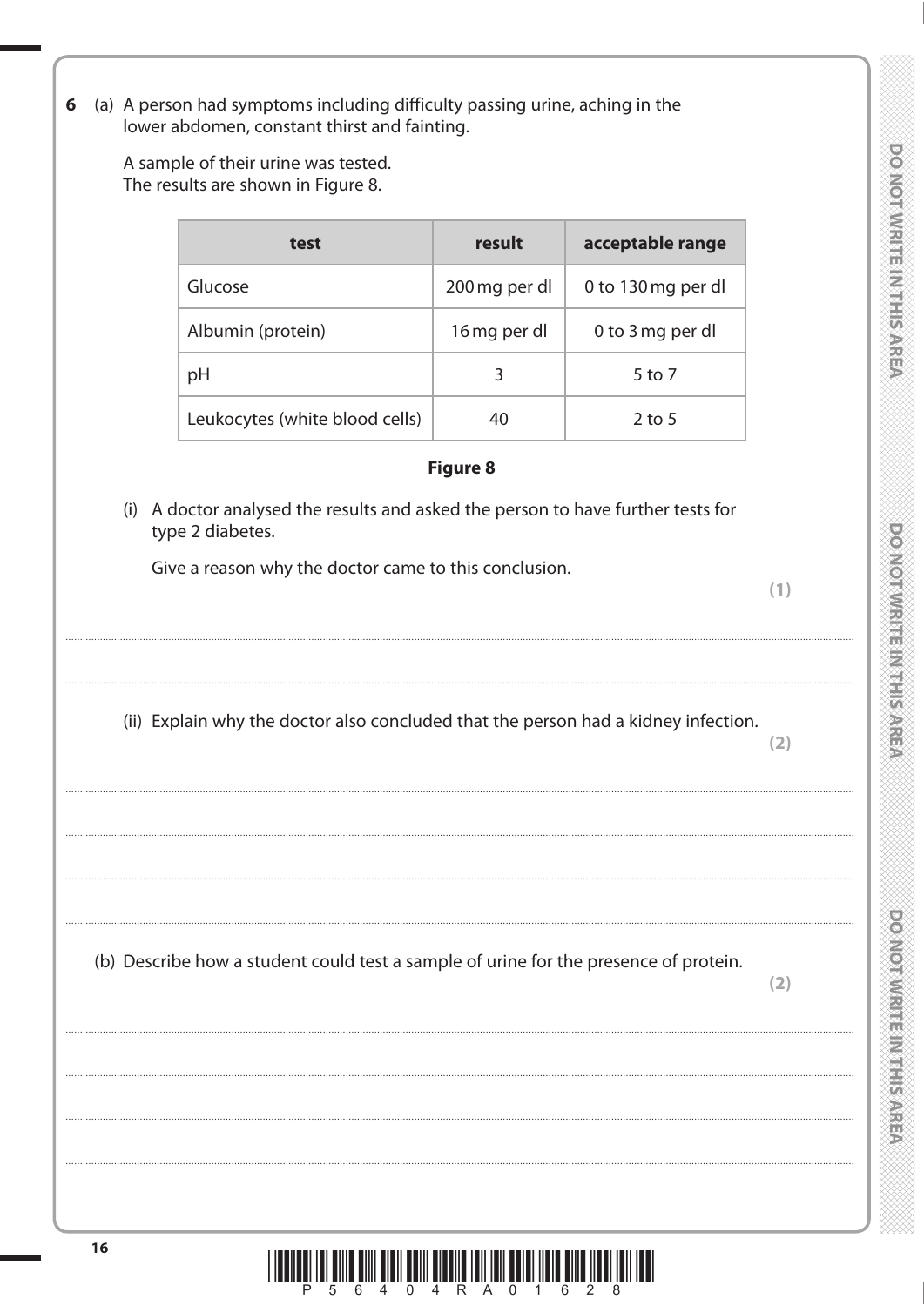**6** (a) A person had symptoms including difficulty passing urine, aching in the lower abdomen, constant thirst and fainting.

A sample of their urine was tested.
The results are shown in Figure 8.

| test | result | acceptable range |
|---|---|---|
| Glucose | 200 mg per dl | 0 to 130 mg per dl |
| Albumin (protein) | 16 mg per dl | 0 to 3 mg per dl |
| pH | 3 | 5 to 7 |
| Leukocytes (white blood cells) | 40 | 2 to 5 |

**Figure 8**

(i) A doctor analysed the results and asked the person to have further tests for type 2 diabetes.

Give a reason why the doctor came to this conclusion.

**(1)**

..........................................................................................................................................

..........................................................................................................................................

(ii) Explain why the doctor also concluded that the person had a kidney infection.

**(2)**

..........................................................................................................................................

..........................................................................................................................................

..........................................................................................................................................

..........................................................................................................................................

(b) Describe how a student could test a sample of urine for the presence of protein.

**(2)**

..........................................................................................................................................

..........................................................................................................................................

..........................................................................................................................................

..........................................................................................................................................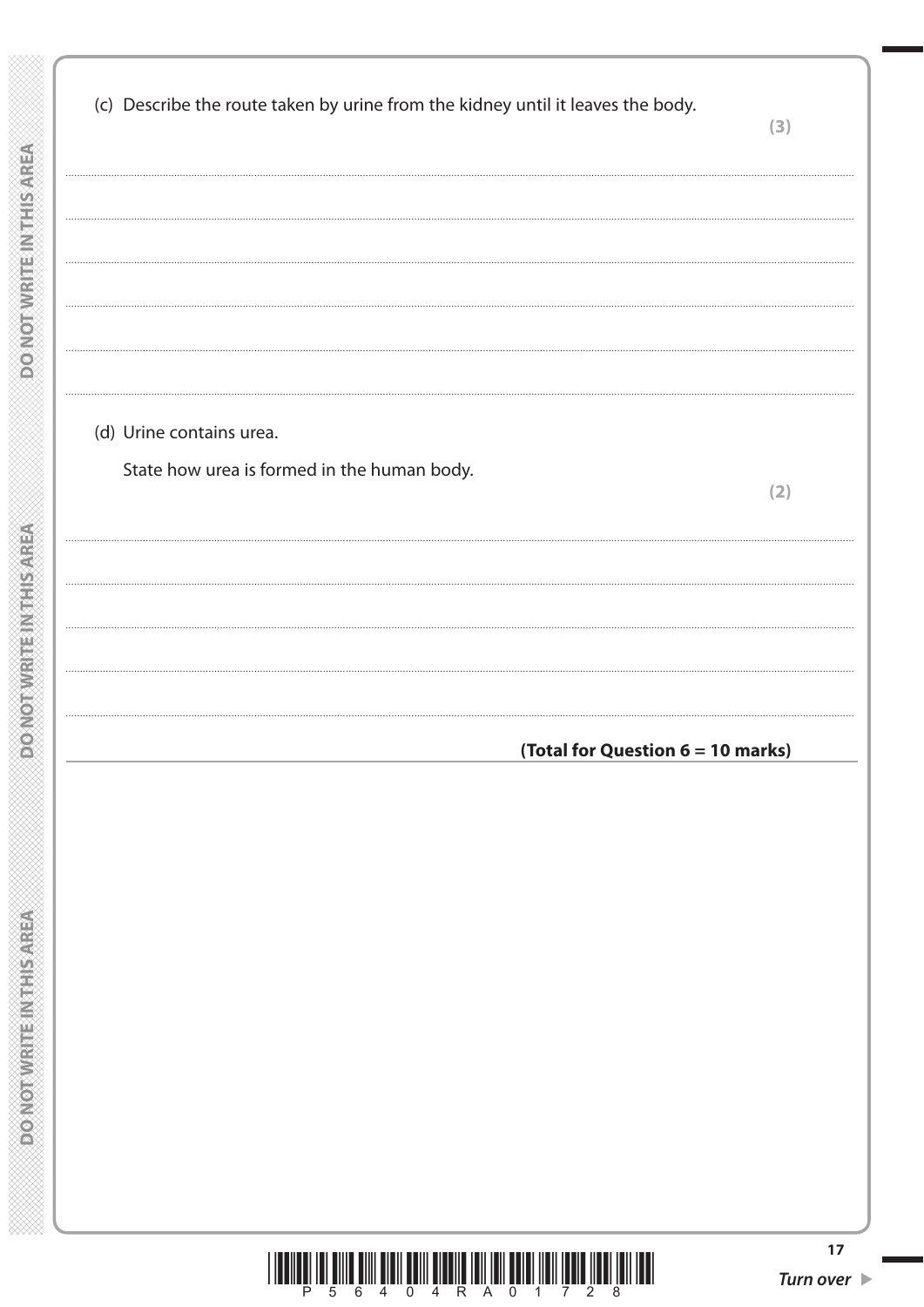(c) Describe the route taken by urine from the kidney until it leaves the body.

**(3)**

(d) Urine contains urea.

State how urea is formed in the human body.

**(2)**

**(Total for Question 6 = 10 marks)**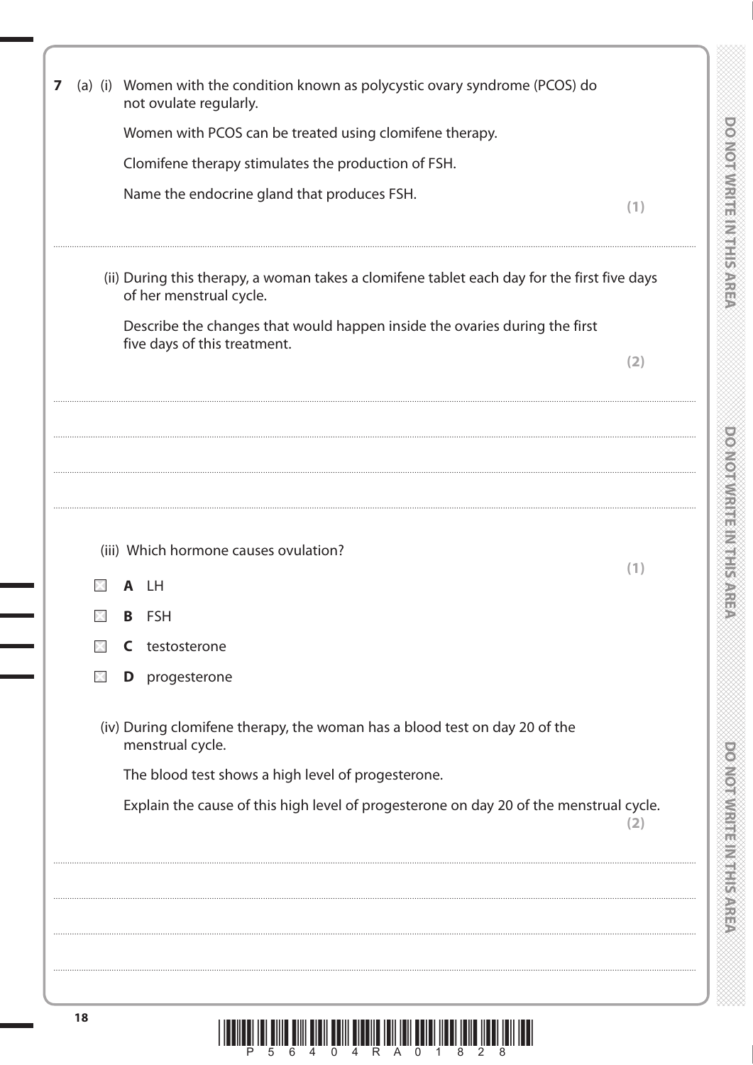**7** (a) (i) Women with the condition known as polycystic ovary syndrome (PCOS) do not ovulate regularly.

Women with PCOS can be treated using clomifene therapy.

Clomifene therapy stimulates the production of FSH.

Name the endocrine gland that produces FSH.

**(1)**

.......................................................................................................................................................................................

(ii) During this therapy, a woman takes a clomifene tablet each day for the first five days of her menstrual cycle.

Describe the changes that would happen inside the ovaries during the first five days of this treatment.

**(2)**

.......................................................................................................................................................................................

.......................................................................................................................................................................................

.......................................................................................................................................................................................

.......................................................................................................................................................................................

(iii) Which hormone causes ovulation?

**(1)**

- [ ] **A** LH
- [ ] **B** FSH
- [ ] **C** testosterone
- [ ] **D** progesterone

(iv) During clomifene therapy, the woman has a blood test on day 20 of the menstrual cycle.

The blood test shows a high level of progesterone.

Explain the cause of this high level of progesterone on day 20 of the menstrual cycle.

**(2)**

.......................................................................................................................................................................................

.......................................................................................................................................................................................

.......................................................................................................................................................................................

.......................................................................................................................................................................................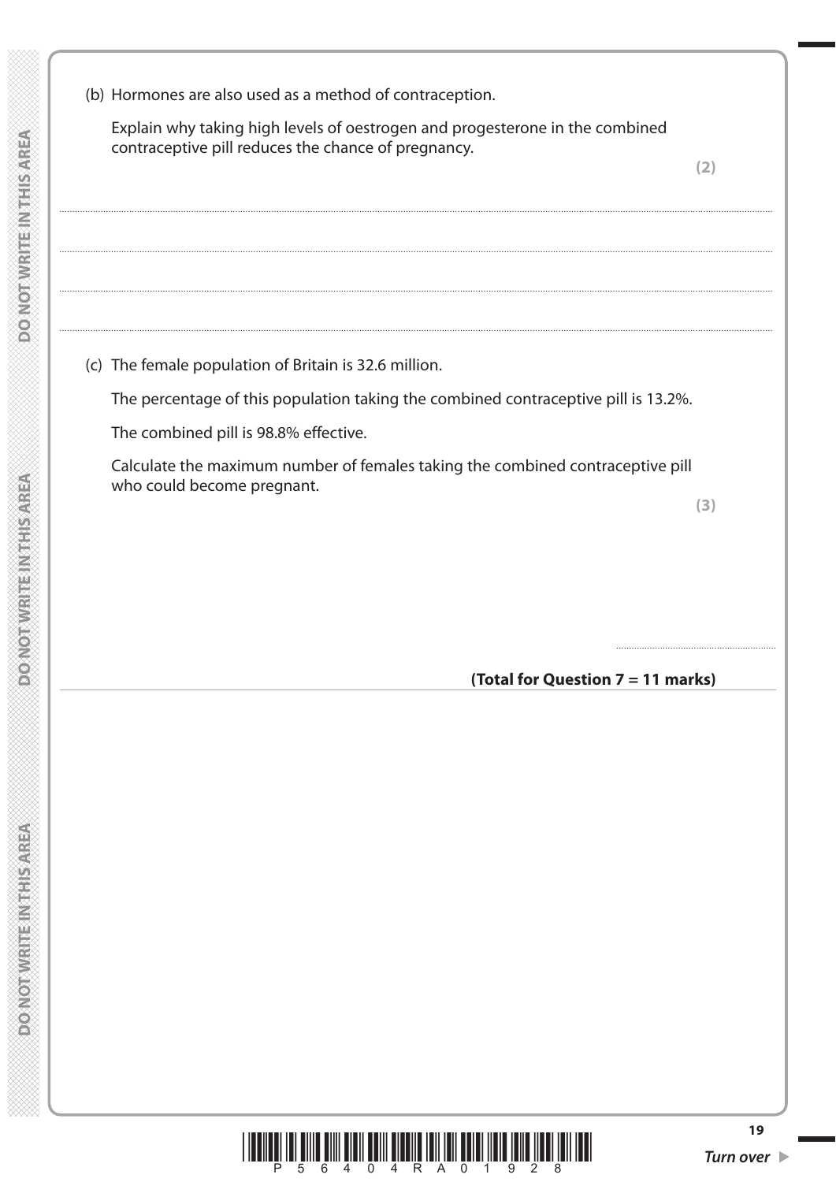(b) Hormones are also used as a method of contraception.

Explain why taking high levels of oestrogen and progesterone in the combined contraceptive pill reduces the chance of pregnancy.

**(2)**

..........................................................................................................................................................................................................

..........................................................................................................................................................................................................

..........................................................................................................................................................................................................

..........................................................................................................................................................................................................

(c) The female population of Britain is 32.6 million.

The percentage of this population taking the combined contraceptive pill is 13.2%.

The combined pill is 98.8% effective.

Calculate the maximum number of females taking the combined contraceptive pill who could become pregnant.

**(3)**

..............................................................

**(Total for Question 7 = 11 marks)**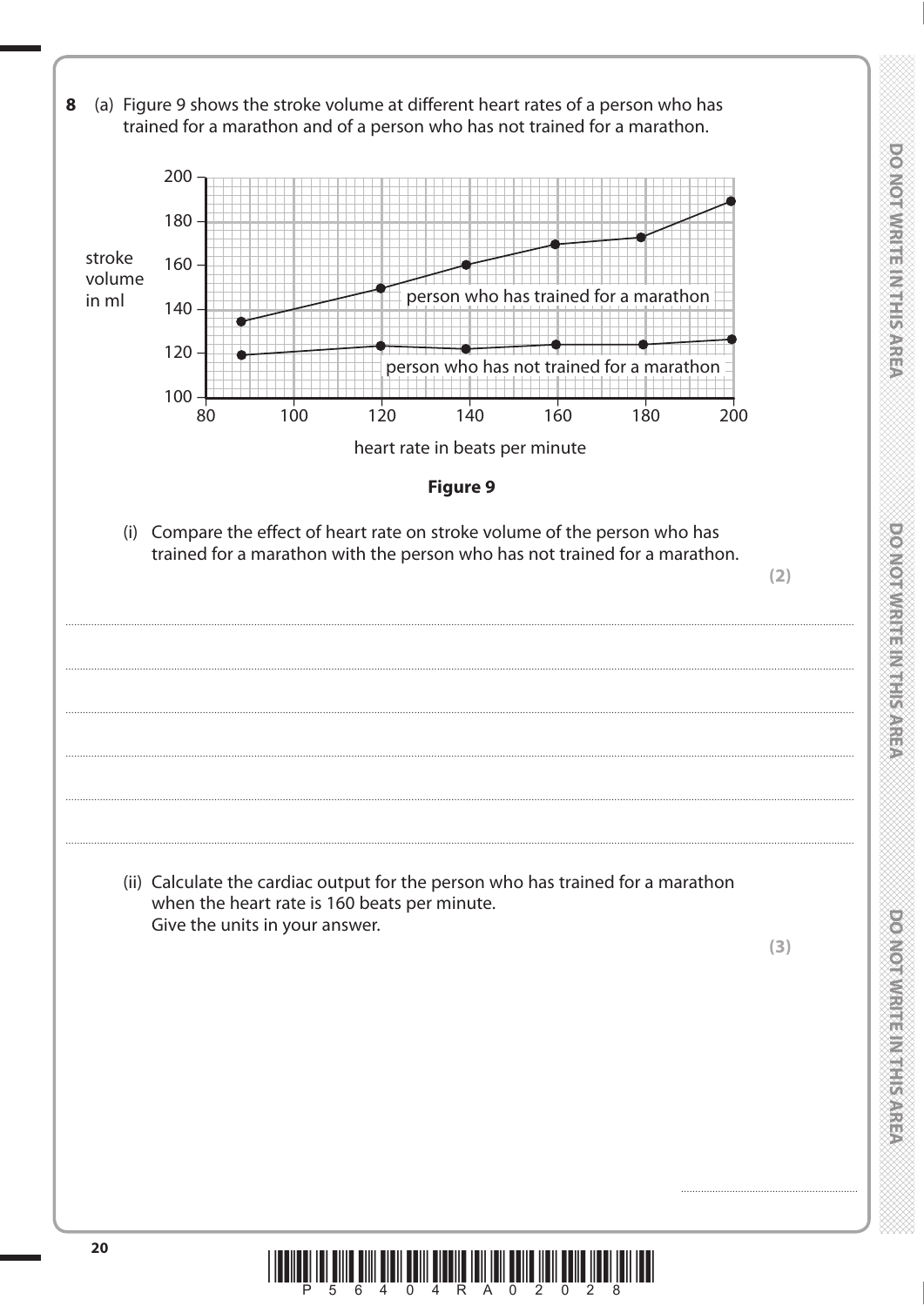**8** (a) Figure 9 shows the stroke volume at different heart rates of a person who has trained for a marathon and of a person who has not trained for a marathon.

**Figure 9**

(i) Compare the effect of heart rate on stroke volume of the person who has trained for a marathon with the person who has not trained for a marathon.

**(2)**

.......................................................................................................................................................................................................................................................

.......................................................................................................................................................................................................................................................

.......................................................................................................................................................................................................................................................

.......................................................................................................................................................................................................................................................

.......................................................................................................................................................................................................................................................

(ii) Calculate the cardiac output for the person who has trained for a marathon when the heart rate is 160 beats per minute.
Give the units in your answer.

**(3)**

..............................................................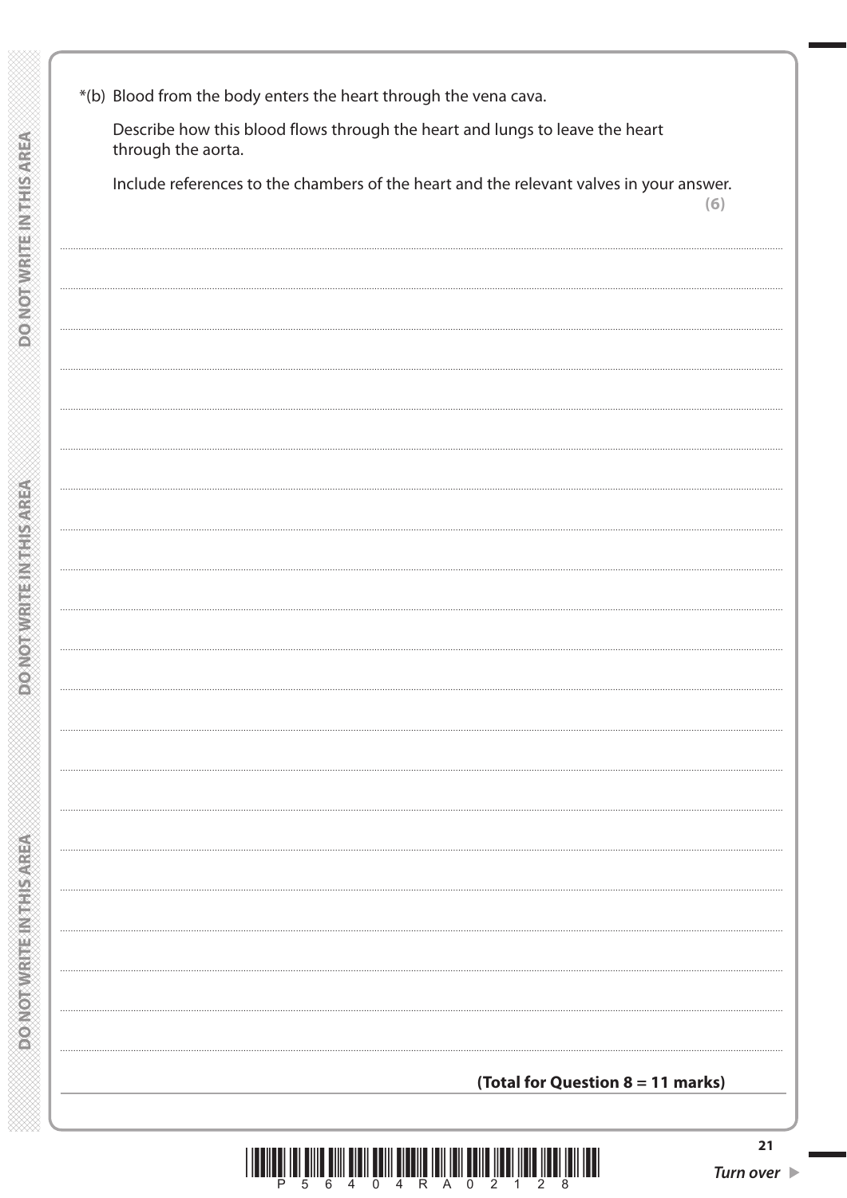*(b) Blood from the body enters the heart through the vena cava.

Describe how this blood flows through the heart and lungs to leave the heart through the aorta.

Include references to the chambers of the heart and the relevant valves in your answer.

**(6)**

**(Total for Question 8 = 11 marks)**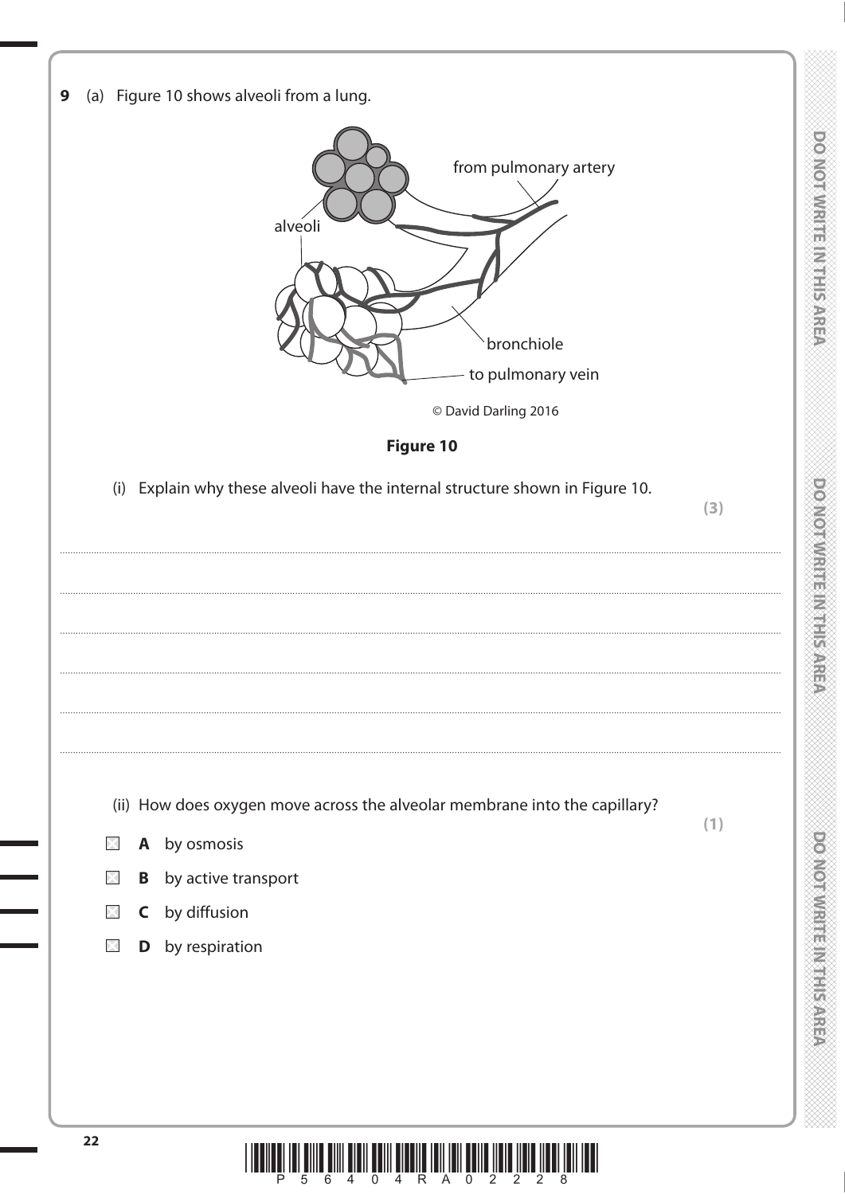**9** (a) Figure 10 shows alveoli from a lung.

alveoli

from pulmonary artery

bronchiole

to pulmonary vein

© David Darling 2016

**Figure 10**

(i) Explain why these alveoli have the internal structure shown in Figure 10.

**(3)**

.......................................................................................................................................................................................................................

.......................................................................................................................................................................................................................

.......................................................................................................................................................................................................................

.......................................................................................................................................................................................................................

.......................................................................................................................................................................................................................

.......................................................................................................................................................................................................................

(ii) How does oxygen move across the alveolar membrane into the capillary?

**(1)**

- ☐ **A** by osmosis
- ☐ **B** by active transport
- ☐ **C** by diffusion
- ☐ **D** by respiration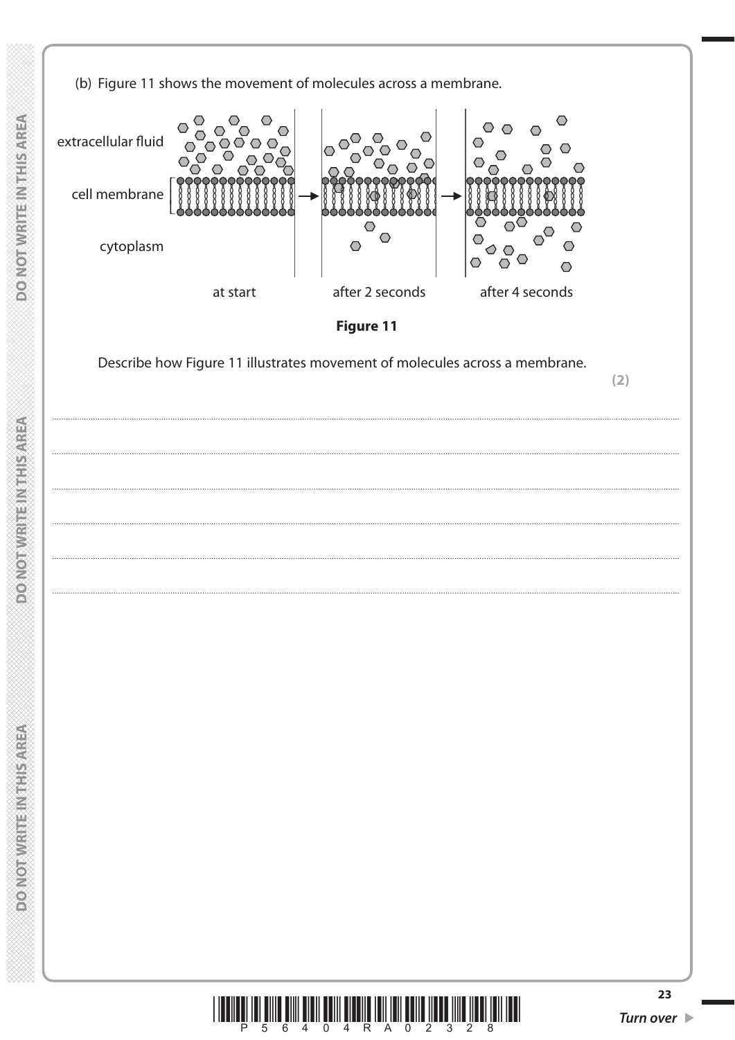(b) Figure 11 shows the movement of molecules across a membrane.

extracellular fluid

cell membrane

cytoplasm

at start | after 2 seconds | after 4 seconds

**Figure 11**

Describe how Figure 11 illustrates movement of molecules across a membrane.

**(2)**

.......................................................................................................................................................................................................................................................................................

.......................................................................................................................................................................................................................................................................................

.......................................................................................................................................................................................................................................................................................

.......................................................................................................................................................................................................................................................................................

.......................................................................................................................................................................................................................................................................................

.......................................................................................................................................................................................................................................................................................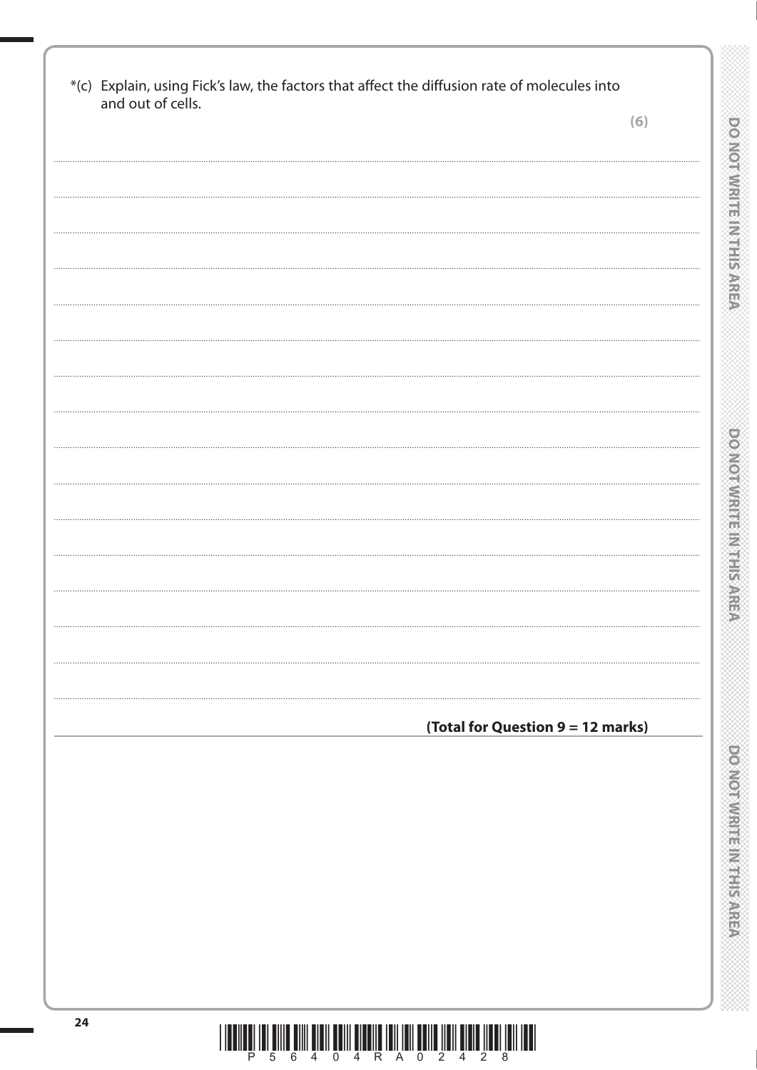*(c) Explain, using Fick's law, the factors that affect the diffusion rate of molecules into and out of cells.

**(6)**

**(Total for Question 9 = 12 marks)**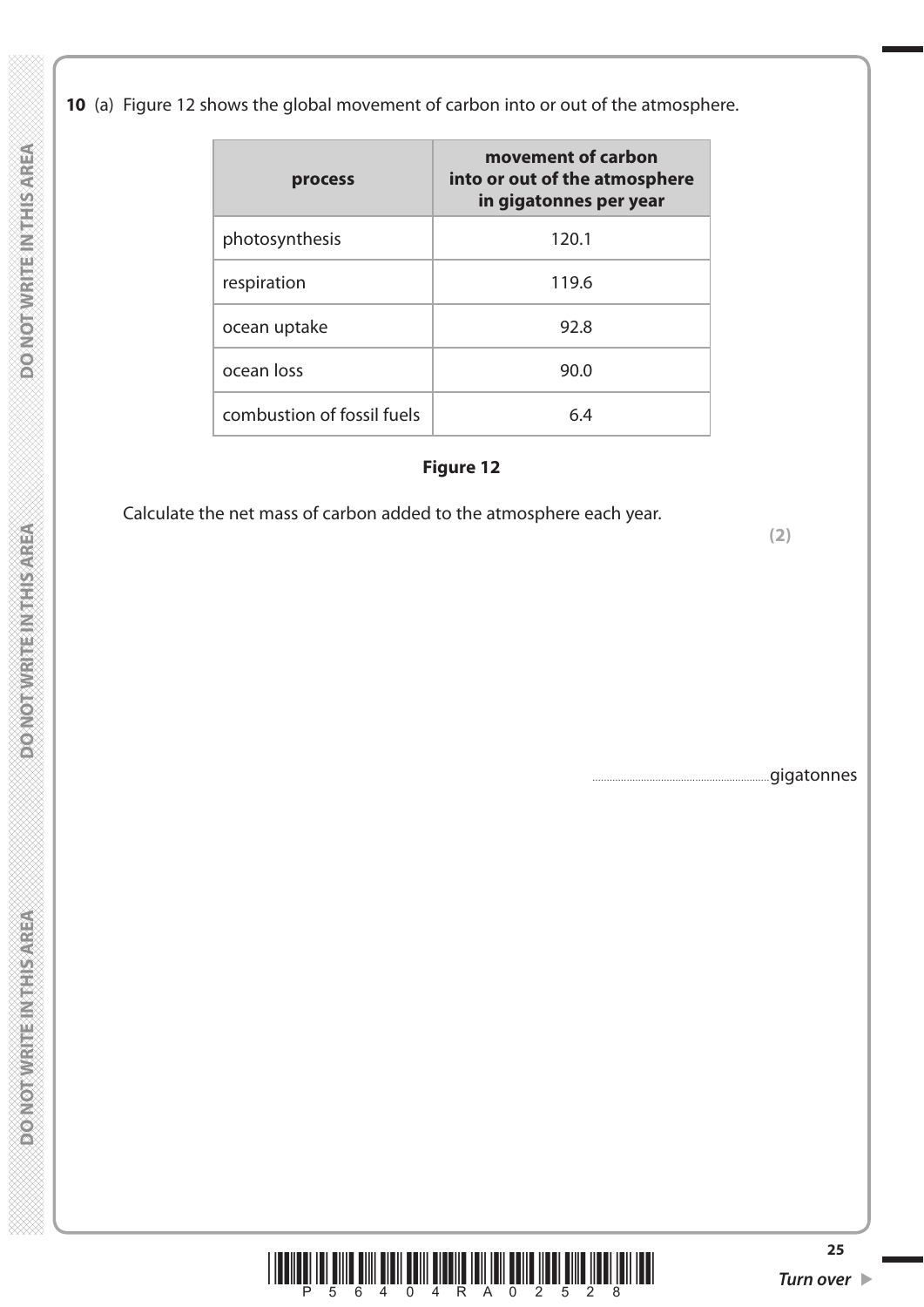**10** (a) Figure 12 shows the global movement of carbon into or out of the atmosphere.

| process | movement of carbon into or out of the atmosphere in gigatonnes per year |
|---|---|
| photosynthesis | 120.1 |
| respiration | 119.6 |
| ocean uptake | 92.8 |
| ocean loss | 90.0 |
| combustion of fossil fuels | 6.4 |

**Figure 12**

Calculate the net mass of carbon added to the atmosphere each year.

**(2)**

.............................................................gigatonnes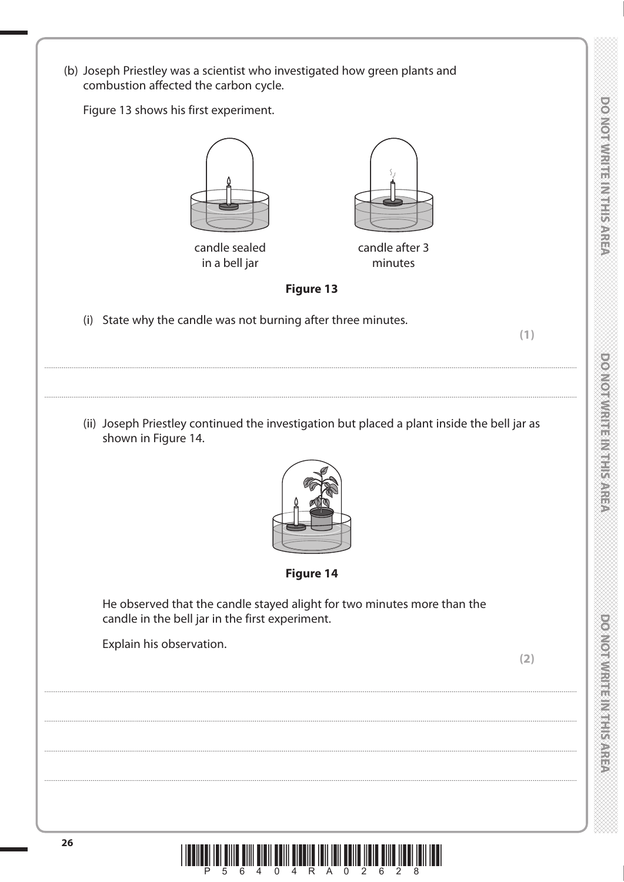(b) Joseph Priestley was a scientist who investigated how green plants and combustion affected the carbon cycle.

Figure 13 shows his first experiment.

candle sealed in a bell jar

candle after 3 minutes

**Figure 13**

(i) State why the candle was not burning after three minutes.

**(1)**

..............................................................................................................................................

..............................................................................................................................................

(ii) Joseph Priestley continued the investigation but placed a plant inside the bell jar as shown in Figure 14.

**Figure 14**

He observed that the candle stayed alight for two minutes more than the candle in the bell jar in the first experiment.

Explain his observation.

**(2)**

..............................................................................................................................................

..............................................................................................................................................

..............................................................................................................................................

..............................................................................................................................................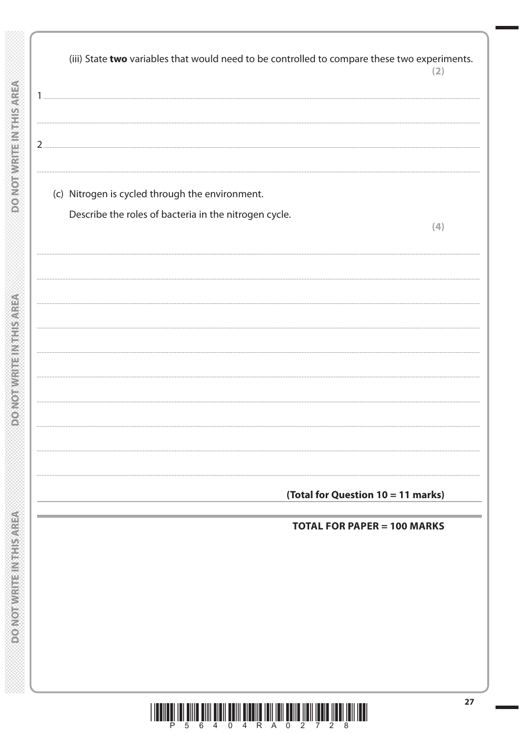(iii) State **two** variables that would need to be controlled to compare these two experiments. **(2)**

1 ..........................................................................................................................................................

..........................................................................................................................................................

2 ..........................................................................................................................................................

..........................................................................................................................................................

(c) Nitrogen is cycled through the environment.

Describe the roles of bacteria in the nitrogen cycle. **(4)**

..........................................................................................................................................................

..........................................................................................................................................................

..........................................................................................................................................................

..........................................................................................................................................................

..........................................................................................................................................................

..........................................................................................................................................................

..........................................................................................................................................................

..........................................................................................................................................................

..........................................................................................................................................................

**(Total for Question 10 = 11 marks)**

**TOTAL FOR PAPER = 100 MARKS**